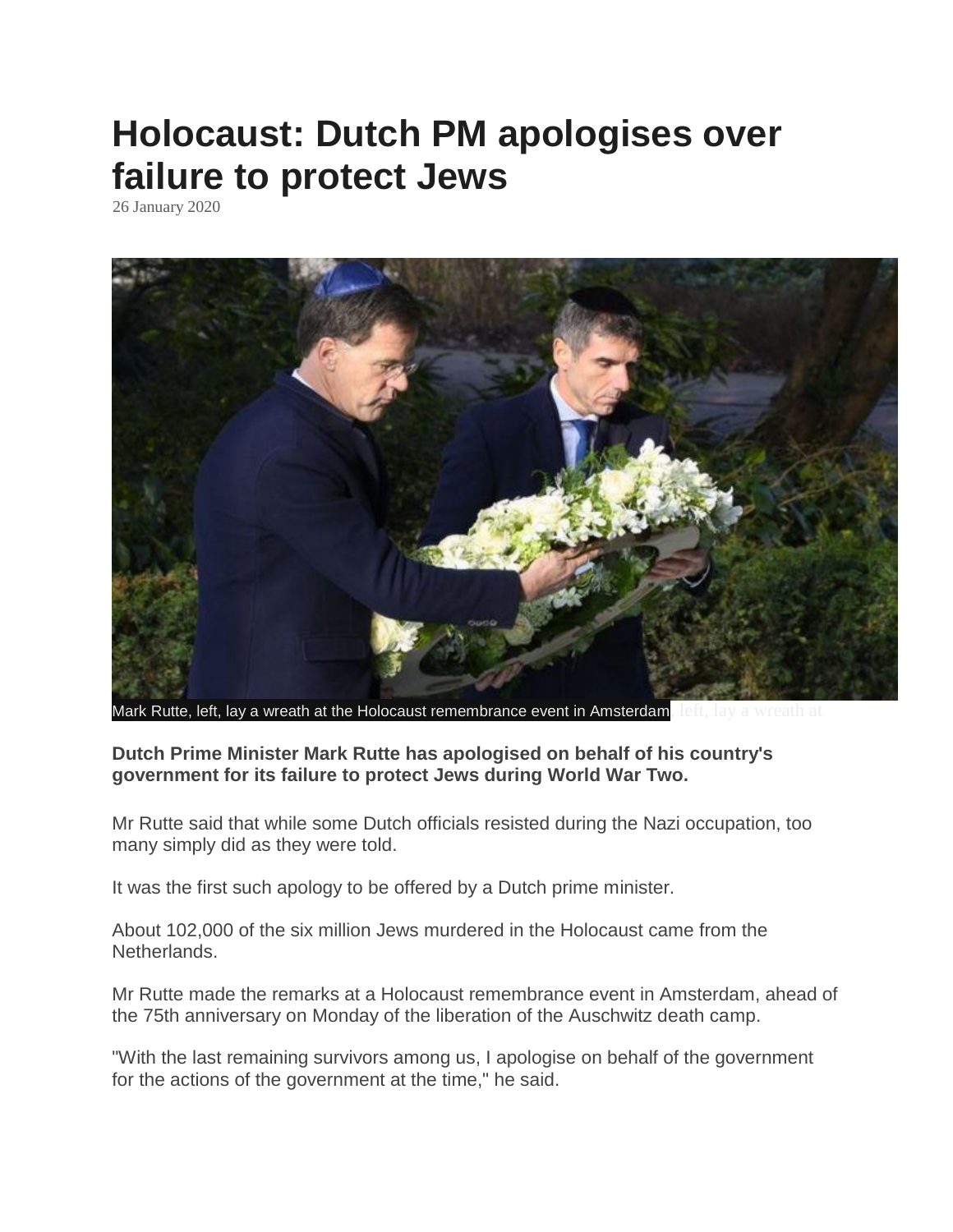# Holocaust: Dutch PM apologises over failure to protect Jews

26 January 2020

Mark Rutte, left, lay a wreath at the Holocaust remembrance event in Amsterdam

**Dutch Prime Minister Mark Rutte has apologised on behalf of his country's government for its failure to protect Jews during World War Two.**

Mr Rutte said that while some Dutch officials resisted during the Nazi occupation, too many simply did as they were told.

It was the first such apology to be offered by a Dutch prime minister.

About 102,000 of the six million Jews murdered in the Holocaust came from the Netherlands.

Mr Rutte made the remarks at a Holocaust remembrance event in Amsterdam, ahead of the 75th anniversary on Monday of the liberation of the Auschwitz death camp.

"With the last remaining survivors among us, I apologise on behalf of the government for the actions of the government at the time," he said.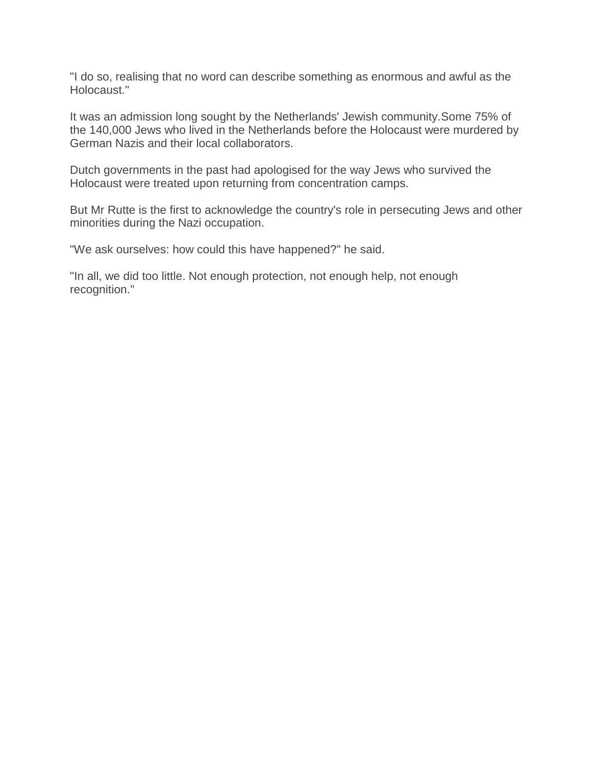"I do so, realising that no word can describe something as enormous and awful as the Holocaust."

It was an admission long sought by the Netherlands' Jewish community.Some 75% of the 140,000 Jews who lived in the Netherlands before the Holocaust were murdered by German Nazis and their local collaborators.

Dutch governments in the past had apologised for the way Jews who survived the Holocaust were treated upon returning from concentration camps.

But Mr Rutte is the first to acknowledge the country's role in persecuting Jews and other minorities during the Nazi occupation.

"We ask ourselves: how could this have happened?" he said.

"In all, we did too little. Not enough protection, not enough help, not enough recognition."